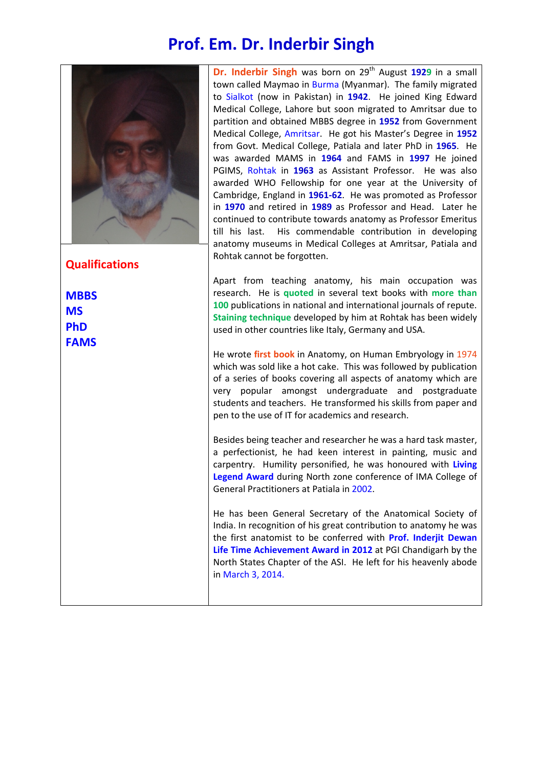# Prof. Em. Dr. Inderbir Singh

## Qualifications

**MBBS**
**MS**
**PhD**
**FAMS**

**Dr. Inderbir Singh** was born on 29th August **1929** in a small town called Maymao in Burma (Myanmar). The family migrated to Sialkot (now in Pakistan) in **1942**. He joined King Edward Medical College, Lahore but soon migrated to Amritsar due to partition and obtained MBBS degree in **1952** from Government Medical College, Amritsar. He got his Master's Degree in **1952** from Govt. Medical College, Patiala and later PhD in **1965**. He was awarded MAMS in **1964** and FAMS in **1997** He joined PGIMS, Rohtak in **1963** as Assistant Professor. He was also awarded WHO Fellowship for one year at the University of Cambridge, England in **1961-62**. He was promoted as Professor in **1970** and retired in **1989** as Professor and Head. Later he continued to contribute towards anatomy as Professor Emeritus till his last. His commendable contribution in developing anatomy museums in Medical Colleges at Amritsar, Patiala and Rohtak cannot be forgotten.

Apart from teaching anatomy, his main occupation was research. He is **quoted** in several text books with **more than 100** publications in national and international journals of repute. **Staining technique** developed by him at Rohtak has been widely used in other countries like Italy, Germany and USA.

He wrote **first book** in Anatomy, on Human Embryology in 1974 which was sold like a hot cake. This was followed by publication of a series of books covering all aspects of anatomy which are very popular amongst undergraduate and postgraduate students and teachers. He transformed his skills from paper and pen to the use of IT for academics and research.

Besides being teacher and researcher he was a hard task master, a perfectionist, he had keen interest in painting, music and carpentry. Humility personified, he was honoured with **Living Legend Award** during North zone conference of IMA College of General Practitioners at Patiala in 2002.

He has been General Secretary of the Anatomical Society of India. In recognition of his great contribution to anatomy he was the first anatomist to be conferred with **Prof. Inderjit Dewan Life Time Achievement Award in 2012** at PGI Chandigarh by the North States Chapter of the ASI. He left for his heavenly abode in March 3, 2014.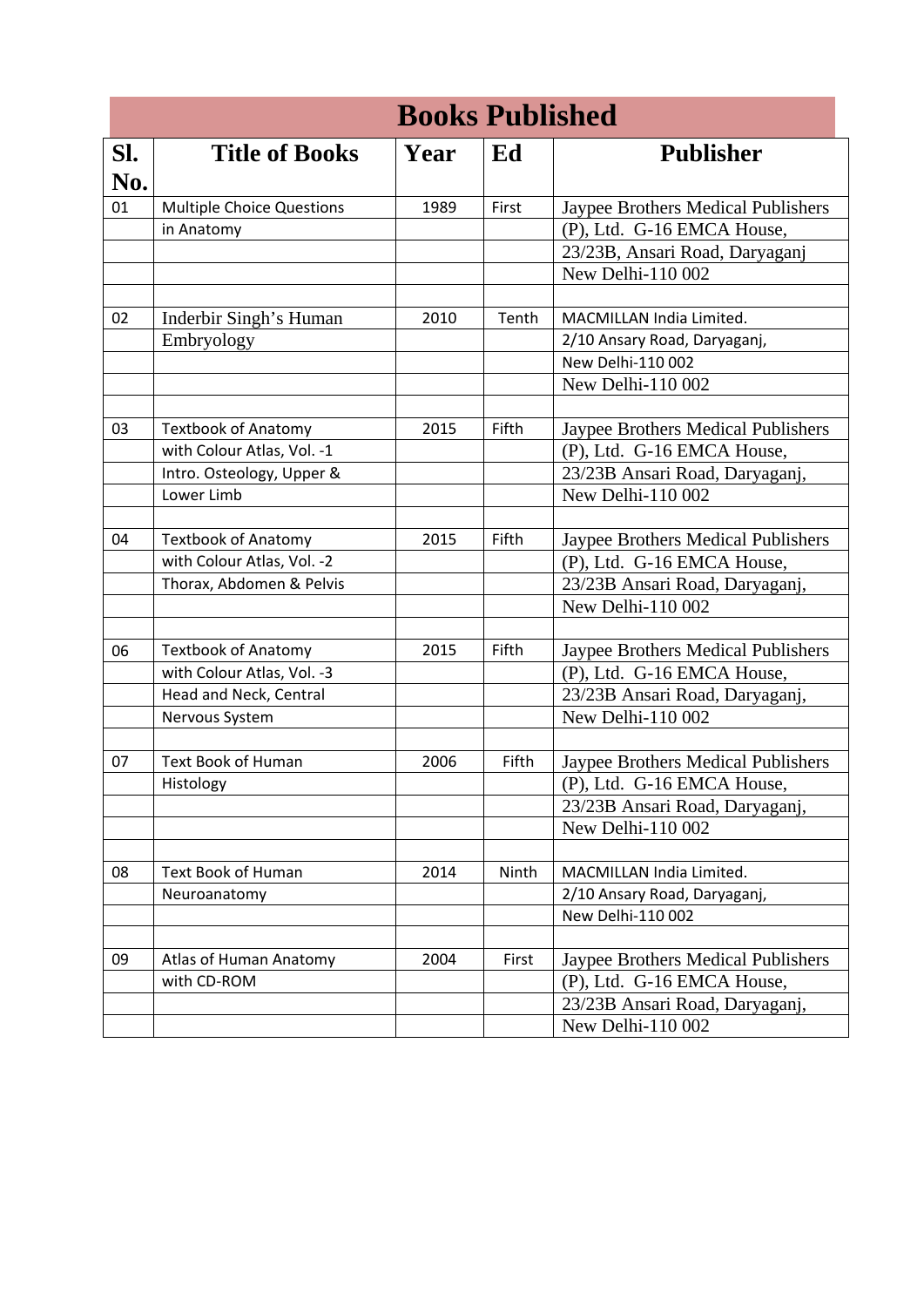# Books Published

| Sl. No. | Title of Books | Year | Ed | Publisher |
|---|---|---|---|---|
| 01 | Multiple Choice Questions in Anatomy | 1989 | First | Jaypee Brothers Medical Publishers (P), Ltd. G-16 EMCA House, 23/23B, Ansari Road, Daryaganj New Delhi-110 002 |
| 02 | Inderbir Singh's Human Embryology | 2010 | Tenth | MACMILLAN India Limited. 2/10 Ansary Road, Daryaganj, New Delhi-110 002 New Delhi-110 002 |
| 03 | Textbook of Anatomy with Colour Atlas, Vol. -1 Intro. Osteology, Upper & Lower Limb | 2015 | Fifth | Jaypee Brothers Medical Publishers (P), Ltd. G-16 EMCA House, 23/23B Ansari Road, Daryaganj, New Delhi-110 002 |
| 04 | Textbook of Anatomy with Colour Atlas, Vol. -2 Thorax, Abdomen & Pelvis | 2015 | Fifth | Jaypee Brothers Medical Publishers (P), Ltd. G-16 EMCA House, 23/23B Ansari Road, Daryaganj, New Delhi-110 002 |
| 06 | Textbook of Anatomy with Colour Atlas, Vol. -3 Head and Neck, Central Nervous System | 2015 | Fifth | Jaypee Brothers Medical Publishers (P), Ltd. G-16 EMCA House, 23/23B Ansari Road, Daryaganj, New Delhi-110 002 |
| 07 | Text Book of Human Histology | 2006 | Fifth | Jaypee Brothers Medical Publishers (P), Ltd. G-16 EMCA House, 23/23B Ansari Road, Daryaganj, New Delhi-110 002 |
| 08 | Text Book of Human Neuroanatomy | 2014 | Ninth | MACMILLAN India Limited. 2/10 Ansary Road, Daryaganj, New Delhi-110 002 |
| 09 | Atlas of Human Anatomy with CD-ROM | 2004 | First | Jaypee Brothers Medical Publishers (P), Ltd. G-16 EMCA House, 23/23B Ansari Road, Daryaganj, New Delhi-110 002 |